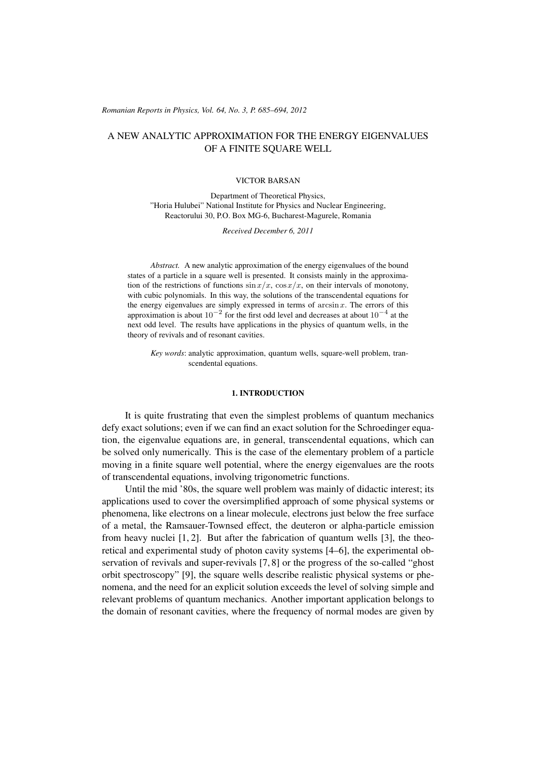# A NEW ANALYTIC APPROXIMATION FOR THE ENERGY EIGENVALUES OF A FINITE SQUARE WELL

VICTOR BARSAN

Department of Theoretical Physics,
"Horia Hulubei" National Institute for Physics and Nuclear Engineering,
Reactorului 30, P.O. Box MG-6, Bucharest-Magurele, Romania

*Received December 6, 2011*

*Abstract.* A new analytic approximation of the energy eigenvalues of the bound states of a particle in a square well is presented. It consists mainly in the approximation of the restrictions of functions $\sin x/x$, $\cos x/x$, on their intervals of monotony, with cubic polynomials. In this way, the solutions of the transcendental equations for the energy eigenvalues are simply expressed in terms of $\arcsin x$. The errors of this approximation is about $10^{-2}$ for the first odd level and decreases at about $10^{-4}$ at the next odd level. The results have applications in the physics of quantum wells, in the theory of revivals and of resonant cavities.

*Key words*: analytic approximation, quantum wells, square-well problem, transcendental equations.

## 1. INTRODUCTION

It is quite frustrating that even the simplest problems of quantum mechanics defy exact solutions; even if we can find an exact solution for the Schroedinger equation, the eigenvalue equations are, in general, transcendental equations, which can be solved only numerically. This is the case of the elementary problem of a particle moving in a finite square well potential, where the energy eigenvalues are the roots of transcendental equations, involving trigonometric functions.

Until the mid '80s, the square well problem was mainly of didactic interest; its applications used to cover the oversimplified approach of some physical systems or phenomena, like electrons on a linear molecule, electrons just below the free surface of a metal, the Ramsauer-Townsed effect, the deuteron or alpha-particle emission from heavy nuclei [1, 2]. But after the fabrication of quantum wells [3], the theoretical and experimental study of photon cavity systems [4–6], the experimental observation of revivals and super-revivals [7, 8] or the progress of the so-called "ghost orbit spectroscopy" [9], the square wells describe realistic physical systems or phenomena, and the need for an explicit solution exceeds the level of solving simple and relevant problems of quantum mechanics. Another important application belongs to the domain of resonant cavities, where the frequency of normal modes are given by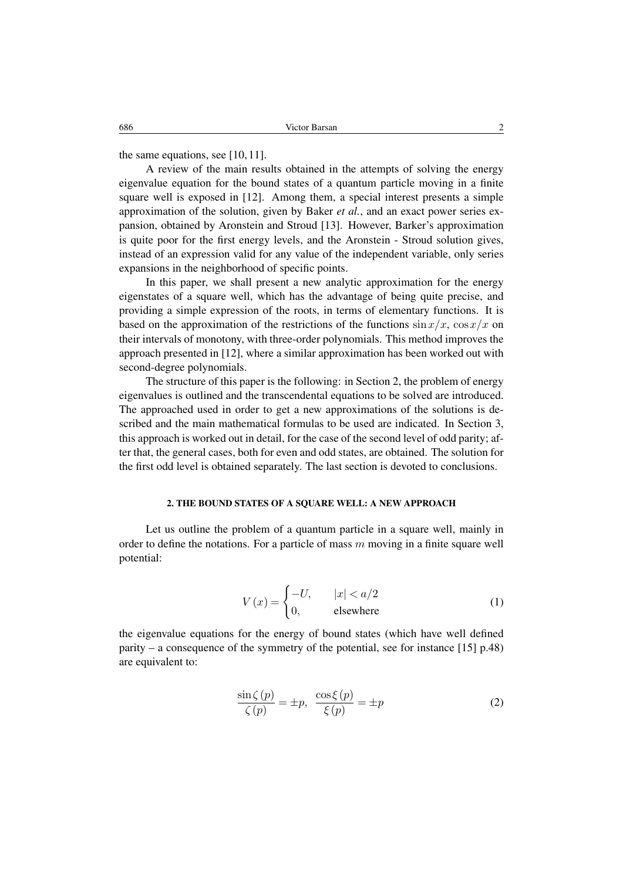the same equations, see [10, 11].

A review of the main results obtained in the attempts of solving the energy eigenvalue equation for the bound states of a quantum particle moving in a finite square well is exposed in [12]. Among them, a special interest presents a simple approximation of the solution, given by Baker *et al.*, and an exact power series expansion, obtained by Aronstein and Stroud [13]. However, Barker's approximation is quite poor for the first energy levels, and the Aronstein - Stroud solution gives, instead of an expression valid for any value of the independent variable, only series expansions in the neighborhood of specific points.

In this paper, we shall present a new analytic approximation for the energy eigenstates of a square well, which has the advantage of being quite precise, and providing a simple expression of the roots, in terms of elementary functions. It is based on the approximation of the restrictions of the functions $\sin x/x$, $\cos x/x$ on their intervals of monotony, with three-order polynomials. This method improves the approach presented in [12], where a similar approximation has been worked out with second-degree polynomials.

The structure of this paper is the following: in Section 2, the problem of energy eigenvalues is outlined and the transcendental equations to be solved are introduced. The approached used in order to get a new approximations of the solutions is described and the main mathematical formulas to be used are indicated. In Section 3, this approach is worked out in detail, for the case of the second level of odd parity; after that, the general cases, both for even and odd states, are obtained. The solution for the first odd level is obtained separately. The last section is devoted to conclusions.

## 2. THE BOUND STATES OF A SQUARE WELL: A NEW APPROACH

Let us outline the problem of a quantum particle in a square well, mainly in order to define the notations. For a particle of mass $m$ moving in a finite square well potential:

$$V(x) = \begin{cases} -U, & |x| < a/2 \\ 0, & \text{elsewhere} \end{cases} \tag{1}$$

the eigenvalue equations for the energy of bound states (which have well defined parity – a consequence of the symmetry of the potential, see for instance [15] p.48) are equivalent to:

$$\frac{\sin\zeta(p)}{\zeta(p)} = \pm p, \quad \frac{\cos\xi(p)}{\xi(p)} = \pm p \tag{2}$$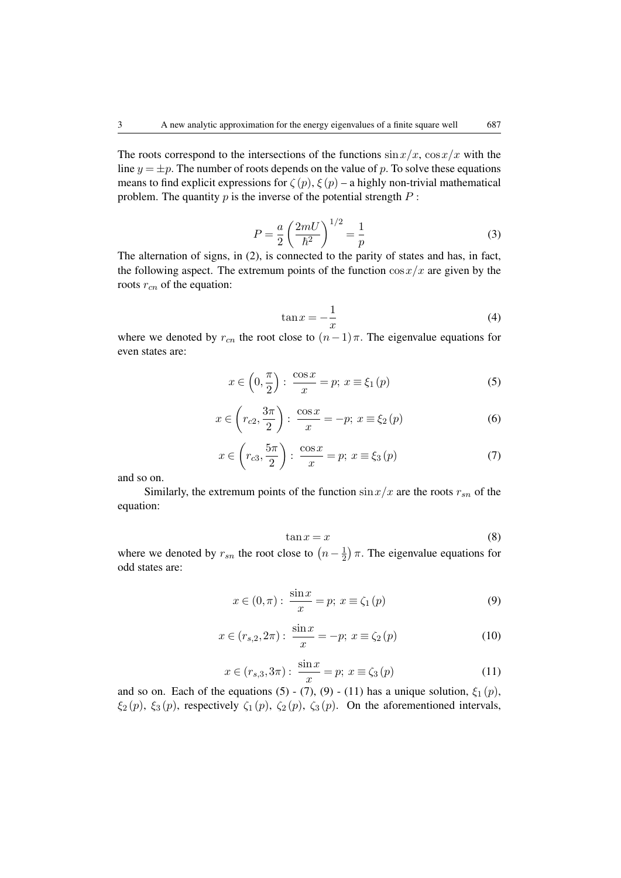The roots correspond to the intersections of the functions $\sin x/x$, $\cos x/x$ with the line $y = \pm p$. The number of roots depends on the value of $p$. To solve these equations means to find explicit expressions for $\zeta(p)$, $\xi(p)$ – a highly non-trivial mathematical problem. The quantity $p$ is the inverse of the potential strength $P$ :

$$P = \frac{a}{2}\left(\frac{2mU}{\hbar^2}\right)^{1/2} = \frac{1}{p} \tag{3}$$

The alternation of signs, in (2), is connected to the parity of states and has, in fact, the following aspect. The extremum points of the function $\cos x/x$ are given by the roots $r_{cn}$ of the equation:

$$\tan x = -\frac{1}{x} \tag{4}$$

where we denoted by $r_{cn}$ the root close to $(n-1)\pi$. The eigenvalue equations for even states are:

$$x \in \left(0, \frac{\pi}{2}\right):\ \frac{\cos x}{x} = p;\ x \equiv \xi_1(p) \tag{5}$$

$$x \in \left(r_{c2}, \frac{3\pi}{2}\right):\ \frac{\cos x}{x} = -p;\ x \equiv \xi_2(p) \tag{6}$$

$$x \in \left(r_{c3}, \frac{5\pi}{2}\right):\ \frac{\cos x}{x} = p;\ x \equiv \xi_3(p) \tag{7}$$

and so on.

Similarly, the extremum points of the function $\sin x/x$ are the roots $r_{sn}$ of the equation:

$$\tan x = x \tag{8}$$

where we denoted by $r_{sn}$ the root close to $\left(n - \frac{1}{2}\right)\pi$. The eigenvalue equations for odd states are:

$$x \in (0, \pi):\ \frac{\sin x}{x} = p;\ x \equiv \zeta_1(p) \tag{9}$$

$$x \in (r_{s,2}, 2\pi):\ \frac{\sin x}{x} = -p;\ x \equiv \zeta_2(p) \tag{10}$$

$$x \in (r_{s,3}, 3\pi):\ \frac{\sin x}{x} = p;\ x \equiv \zeta_3(p) \tag{11}$$

and so on. Each of the equations (5) - (7), (9) - (11) has a unique solution, $\xi_1(p)$, $\xi_2(p)$, $\xi_3(p)$, respectively $\zeta_1(p)$, $\zeta_2(p)$, $\zeta_3(p)$. On the aforementioned intervals,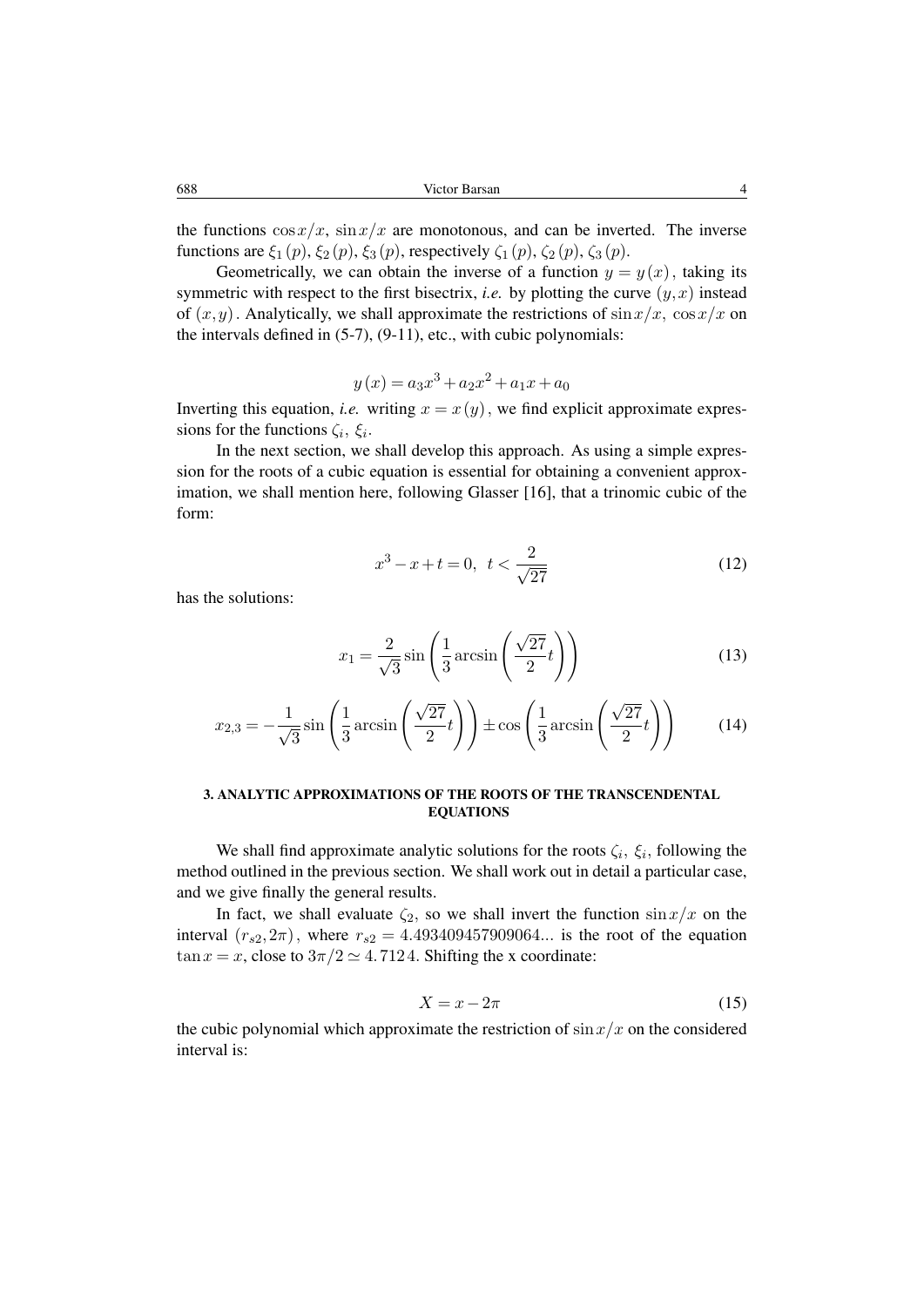the functions $\cos x/x$, $\sin x/x$ are monotonous, and can be inverted. The inverse functions are $\xi_1(p)$, $\xi_2(p)$, $\xi_3(p)$, respectively $\zeta_1(p)$, $\zeta_2(p)$, $\zeta_3(p)$.

Geometrically, we can obtain the inverse of a function $y = y(x)$, taking its symmetric with respect to the first bisectrix, *i.e.* by plotting the curve $(y,x)$ instead of $(x,y)$. Analytically, we shall approximate the restrictions of $\sin x/x$, $\cos x/x$ on the intervals defined in (5-7), (9-11), etc., with cubic polynomials:

$$y(x) = a_3x^3 + a_2x^2 + a_1x + a_0$$

Inverting this equation, *i.e.* writing $x = x(y)$, we find explicit approximate expressions for the functions $\zeta_i$, $\xi_i$.

In the next section, we shall develop this approach. As using a simple expression for the roots of a cubic equation is essential for obtaining a convenient approximation, we shall mention here, following Glasser [16], that a trinomic cubic of the form:

$$x^3 - x + t = 0, \quad t < \frac{2}{\sqrt{27}} \tag{12}$$

has the solutions:

$$x_1 = \frac{2}{\sqrt{3}} \sin\left(\frac{1}{3}\arcsin\left(\frac{\sqrt{27}}{2}t\right)\right) \tag{13}$$

$$x_{2,3} = -\frac{1}{\sqrt{3}} \sin\left(\frac{1}{3}\arcsin\left(\frac{\sqrt{27}}{2}t\right)\right) \pm \cos\left(\frac{1}{3}\arcsin\left(\frac{\sqrt{27}}{2}t\right)\right) \tag{14}$$

## 3. ANALYTIC APPROXIMATIONS OF THE ROOTS OF THE TRANSCENDENTAL EQUATIONS

We shall find approximate analytic solutions for the roots $\zeta_i$, $\xi_i$, following the method outlined in the previous section. We shall work out in detail a particular case, and we give finally the general results.

In fact, we shall evaluate $\zeta_2$, so we shall invert the function $\sin x/x$ on the interval $(r_{s2}, 2\pi)$, where $r_{s2} = 4.493409457909064...$ is the root of the equation $\tan x = x$, close to $3\pi/2 \simeq 4.7124$. Shifting the x coordinate:

$$X = x - 2\pi \tag{15}$$

the cubic polynomial which approximate the restriction of $\sin x/x$ on the considered interval is: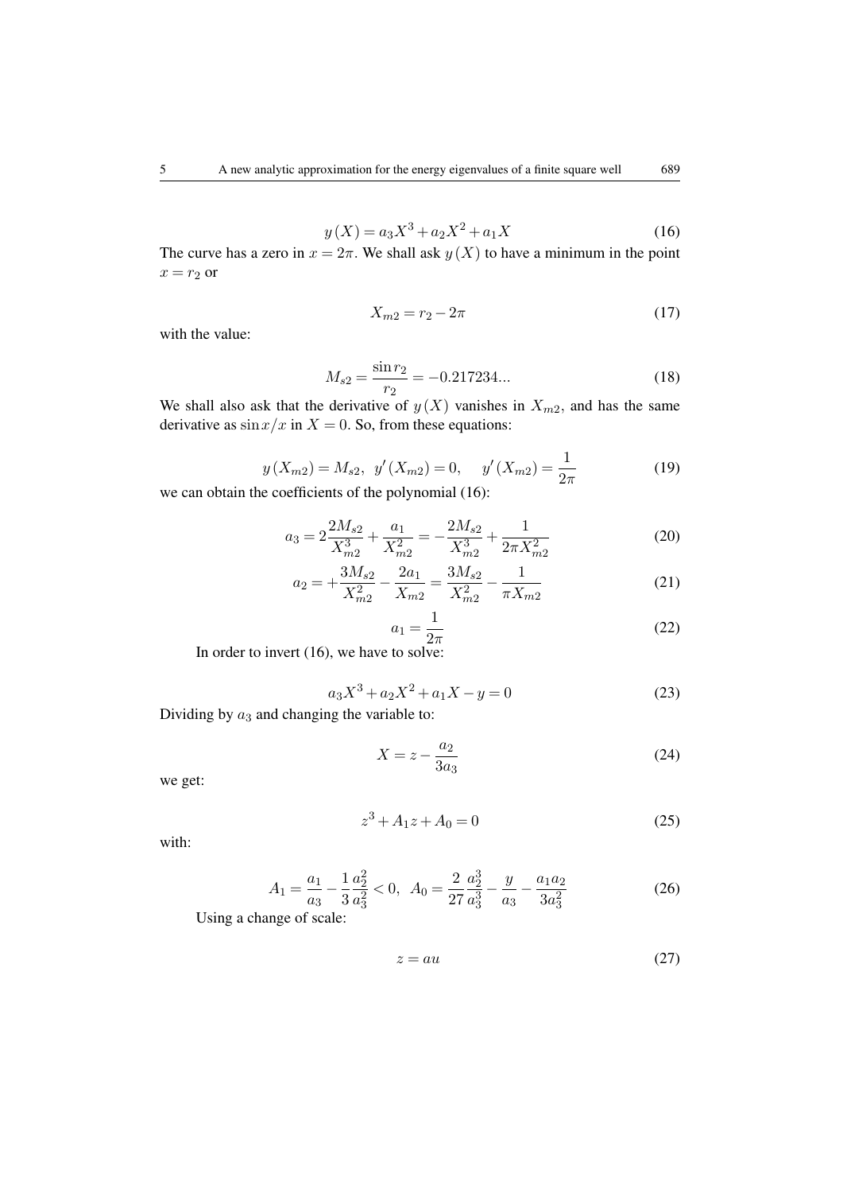$$y(X) = a_3 X^3 + a_2 X^2 + a_1 X \tag{16}$$

The curve has a zero in $x = 2\pi$. We shall ask $y(X)$ to have a minimum in the point $x = r_2$ or

$$X_{m2} = r_2 - 2\pi \tag{17}$$

with the value:

$$M_{s2} = \frac{\sin r_2}{r_2} = -0.217234... \tag{18}$$

We shall also ask that the derivative of $y(X)$ vanishes in $X_{m2}$, and has the same derivative as $\sin x/x$ in $X = 0$. So, from these equations:

$$y(X_{m2}) = M_{s2}, \;\; y'(X_{m2}) = 0, \quad y'(X_{m2}) = \frac{1}{2\pi} \tag{19}$$

we can obtain the coefficients of the polynomial (16):

$$a_3 = 2\frac{2M_{s2}}{X_{m2}^3} + \frac{a_1}{X_{m2}^2} = -\frac{2M_{s2}}{X_{m2}^3} + \frac{1}{2\pi X_{m2}^2} \tag{20}$$

$$a_2 = +\frac{3M_{s2}}{X_{m2}^2} - \frac{2a_1}{X_{m2}} = \frac{3M_{s2}}{X_{m2}^2} - \frac{1}{\pi X_{m2}} \tag{21}$$

$$a_1 = \frac{1}{2\pi} \tag{22}$$

In order to invert (16), we have to solve:

$$a_3 X^3 + a_2 X^2 + a_1 X - y = 0 \tag{23}$$

Dividing by $a_3$ and changing the variable to:

$$X = z - \frac{a_2}{3a_3} \tag{24}$$

we get:

$$z^3 + A_1 z + A_0 = 0 \tag{25}$$

with:

$$A_1 = \frac{a_1}{a_3} - \frac{1}{3}\frac{a_2^2}{a_3^2} < 0, \;\; A_0 = \frac{2}{27}\frac{a_2^3}{a_3^3} - \frac{y}{a_3} - \frac{a_1 a_2}{3a_3^2} \tag{26}$$

Using a change of scale:

$$z = au \tag{27}$$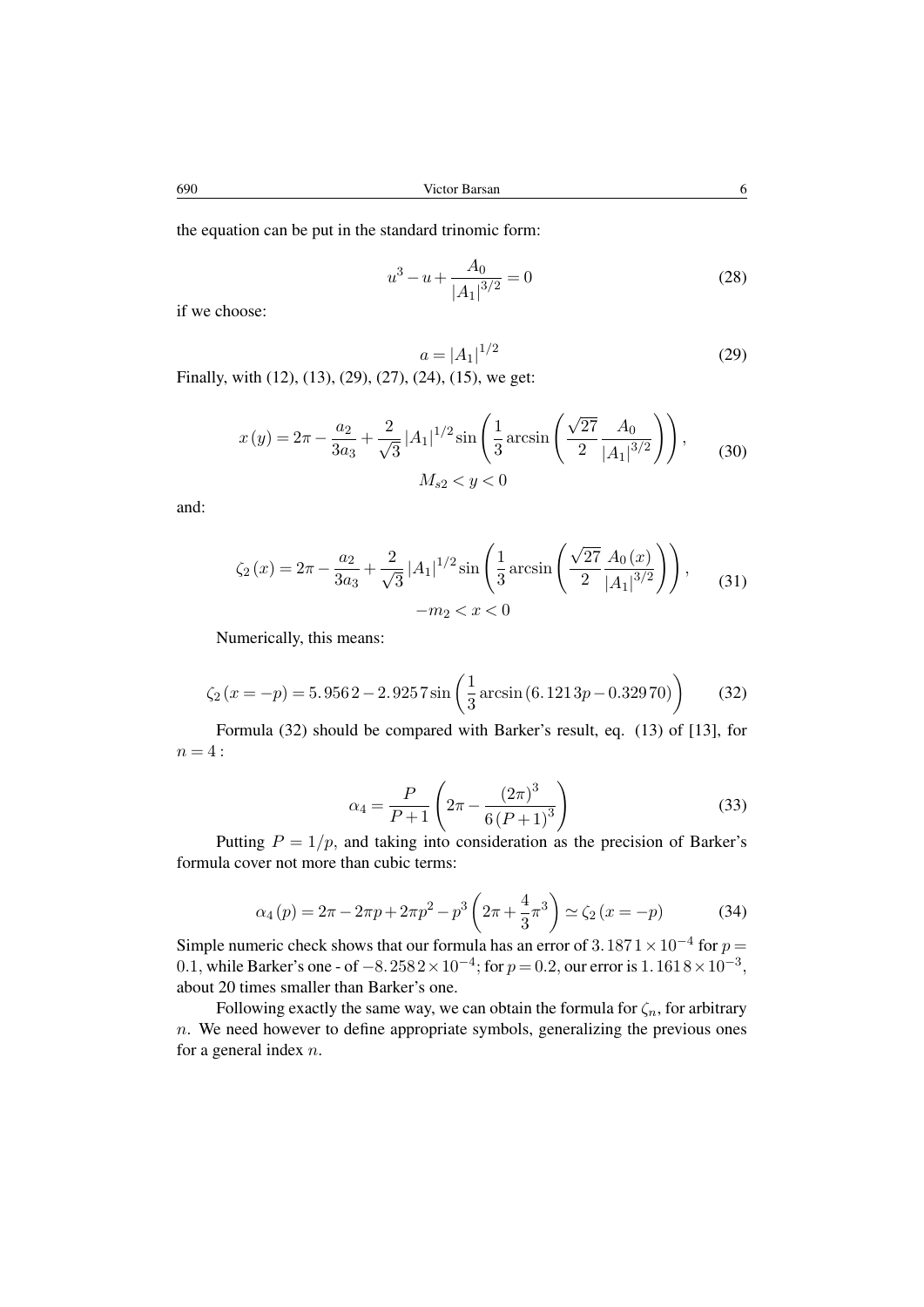the equation can be put in the standard trinomic form:

$$u^3 - u + \frac{A_0}{|A_1|^{3/2}} = 0 \tag{28}$$

if we choose:

$$a = |A_1|^{1/2} \tag{29}$$

Finally, with (12), (13), (29), (27), (24), (15), we get:

$$x(y) = 2\pi - \frac{a_2}{3a_3} + \frac{2}{\sqrt{3}} |A_1|^{1/2} \sin\left(\frac{1}{3}\arcsin\left(\frac{\sqrt{27}}{2}\frac{A_0}{|A_1|^{3/2}}\right)\right), \tag{30}$$

$$M_{s2} < y < 0$$

and:

$$\zeta_2(x) = 2\pi - \frac{a_2}{3a_3} + \frac{2}{\sqrt{3}} |A_1|^{1/2} \sin\left(\frac{1}{3}\arcsin\left(\frac{\sqrt{27}}{2}\frac{A_0(x)}{|A_1|^{3/2}}\right)\right), \tag{31}$$

$$-m_2 < x < 0$$

Numerically, this means:

$$\zeta_2(x = -p) = 5.9562 - 2.9257 \sin\left(\frac{1}{3}\arcsin(6.1213p - 0.32970)\right) \tag{32}$$

Formula (32) should be compared with Barker's result, eq. (13) of [13], for $n = 4$:

$$\alpha_4 = \frac{P}{P+1}\left(2\pi - \frac{(2\pi)^3}{6(P+1)^3}\right) \tag{33}$$

Putting $P = 1/p$, and taking into consideration as the precision of Barker's formula cover not more than cubic terms:

$$\alpha_4(p) = 2\pi - 2\pi p + 2\pi p^2 - p^3\left(2\pi + \frac{4}{3}\pi^3\right) \simeq \zeta_2(x = -p) \tag{34}$$

Simple numeric check shows that our formula has an error of $3.1871 \times 10^{-4}$ for $p = 0.1$, while Barker's one - of $-8.2582 \times 10^{-4}$; for $p = 0.2$, our error is $1.1618 \times 10^{-3}$, about 20 times smaller than Barker's one.

Following exactly the same way, we can obtain the formula for $\zeta_n$, for arbitrary $n$. We need however to define appropriate symbols, generalizing the previous ones for a general index $n$.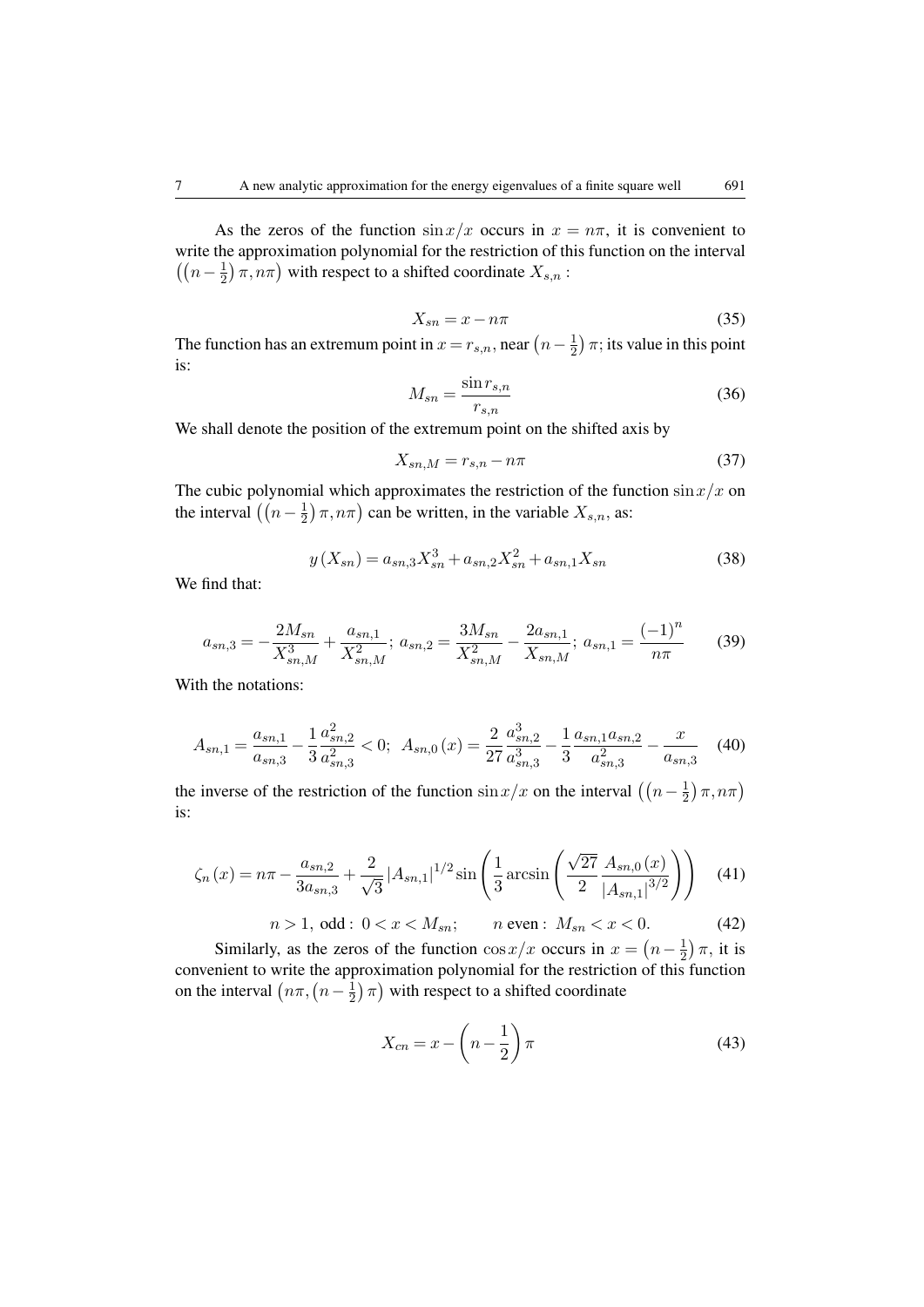As the zeros of the function $\sin x/x$ occurs in $x = n\pi$, it is convenient to write the approximation polynomial for the restriction of this function on the interval $\left(\left(n-\frac{1}{2}\right)\pi, n\pi\right)$ with respect to a shifted coordinate $X_{s,n}$ :

$$X_{sn} = x - n\pi \tag{35}$$

The function has an extremum point in $x = r_{s,n}$, near $\left(n-\frac{1}{2}\right)\pi$; its value in this point is:

$$M_{sn} = \frac{\sin r_{s,n}}{r_{s,n}} \tag{36}$$

We shall denote the position of the extremum point on the shifted axis by

$$X_{sn,M} = r_{s,n} - n\pi \tag{37}$$

The cubic polynomial which approximates the restriction of the function $\sin x/x$ on the interval $\left(\left(n-\frac{1}{2}\right)\pi, n\pi\right)$ can be written, in the variable $X_{s,n}$, as:

$$y\left(X_{sn}\right) = a_{sn,3}X_{sn}^3 + a_{sn,2}X_{sn}^2 + a_{sn,1}X_{sn} \tag{38}$$

We find that:

$$a_{sn,3} = -\frac{2M_{sn}}{X_{sn,M}^3} + \frac{a_{sn,1}}{X_{sn,M}^2};\; a_{sn,2} = \frac{3M_{sn}}{X_{sn,M}^2} - \frac{2a_{sn,1}}{X_{sn,M}};\; a_{sn,1} = \frac{(-1)^n}{n\pi} \tag{39}$$

With the notations:

$$A_{sn,1} = \frac{a_{sn,1}}{a_{sn,3}} - \frac{1}{3}\frac{a_{sn,2}^2}{a_{sn,3}^2} < 0;\;\; A_{sn,0}\left(x\right) = \frac{2}{27}\frac{a_{sn,2}^3}{a_{sn,3}^3} - \frac{1}{3}\frac{a_{sn,1}a_{sn,2}}{a_{sn,3}^2} - \frac{x}{a_{sn,3}} \tag{40}$$

the inverse of the restriction of the function $\sin x/x$ on the interval $\left(\left(n-\frac{1}{2}\right)\pi, n\pi\right)$ is:

$$\zeta_n\left(x\right) = n\pi - \frac{a_{sn,2}}{3a_{sn,3}} + \frac{2}{\sqrt{3}}\left|A_{sn,1}\right|^{1/2}\sin\left(\frac{1}{3}\arcsin\left(\frac{\sqrt{27}}{2}\frac{A_{sn,0}\left(x\right)}{\left|A_{sn,1}\right|^{3/2}}\right)\right) \tag{41}$$

$$n > 1,\ \text{odd}:\ 0 < x < M_{sn}; \qquad n\ \text{even}:\ M_{sn} < x < 0. \tag{42}$$

Similarly, as the zeros of the function $\cos x/x$ occurs in $x = \left(n-\frac{1}{2}\right)\pi$, it is convenient to write the approximation polynomial for the restriction of this function on the interval $\left(n\pi, \left(n-\frac{1}{2}\right)\pi\right)$ with respect to a shifted coordinate

$$X_{cn} = x - \left(n - \frac{1}{2}\right)\pi \tag{43}$$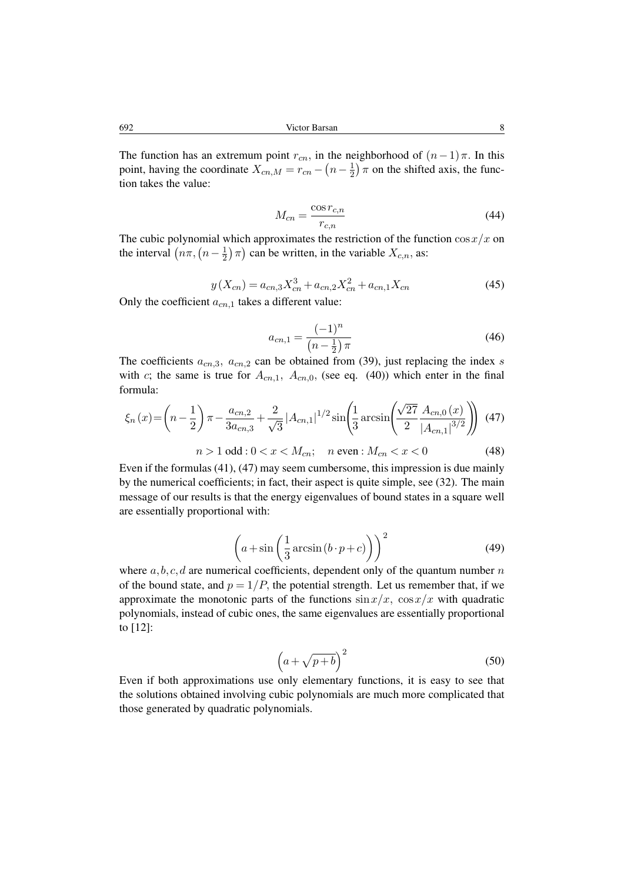The function has an extremum point $r_{cn}$, in the neighborhood of $(n-1)\pi$. In this point, having the coordinate $X_{cn,M} = r_{cn} - \left(n - \frac{1}{2}\right)\pi$ on the shifted axis, the function takes the value:

$$M_{cn} = \frac{\cos r_{c,n}}{r_{c,n}} \tag{44}$$

The cubic polynomial which approximates the restriction of the function $\cos x/x$ on the interval $\left(n\pi, \left(n-\frac{1}{2}\right)\pi\right)$ can be written, in the variable $X_{c,n}$, as:

$$y\left(X_{cn}\right) = a_{cn,3}X_{cn}^3 + a_{cn,2}X_{cn}^2 + a_{cn,1}X_{cn} \tag{45}$$

Only the coefficient $a_{cn,1}$ takes a different value:

$$a_{cn,1} = \frac{(-1)^n}{\left(n-\frac{1}{2}\right)\pi} \tag{46}$$

The coefficients $a_{cn,3},\ a_{cn,2}$ can be obtained from (39), just replacing the index $s$ with $c$; the same is true for $A_{cn,1},\ A_{cn,0}$, (see eq. (40)) which enter in the final formula:

$$\xi_n(x) = \left(n - \frac{1}{2}\right)\pi - \frac{a_{cn,2}}{3a_{cn,3}} + \frac{2}{\sqrt{3}}\left|A_{cn,1}\right|^{1/2}\sin\left(\frac{1}{3}\arcsin\left(\frac{\sqrt{27}}{2}\frac{A_{cn,0}(x)}{\left|A_{cn,1}\right|^{3/2}}\right)\right) \tag{47}$$

$$n > 1 \text{ odd} : 0 < x < M_{cn}; \quad n \text{ even} : M_{cn} < x < 0 \tag{48}$$

Even if the formulas (41), (47) may seem cumbersome, this impression is due mainly by the numerical coefficients; in fact, their aspect is quite simple, see (32). The main message of our results is that the energy eigenvalues of bound states in a square well are essentially proportional with:

$$\left(a + \sin\left(\frac{1}{3}\arcsin\left(b \cdot p + c\right)\right)\right)^2 \tag{49}$$

where $a, b, c, d$ are numerical coefficients, dependent only of the quantum number $n$ of the bound state, and $p = 1/P$, the potential strength. Let us remember that, if we approximate the monotonic parts of the functions $\sin x/x,\ \cos x/x$ with quadratic polynomials, instead of cubic ones, the same eigenvalues are essentially proportional to [12]:

$$\left(a + \sqrt{p+b}\right)^2 \tag{50}$$

Even if both approximations use only elementary functions, it is easy to see that the solutions obtained involving cubic polynomials are much more complicated that those generated by quadratic polynomials.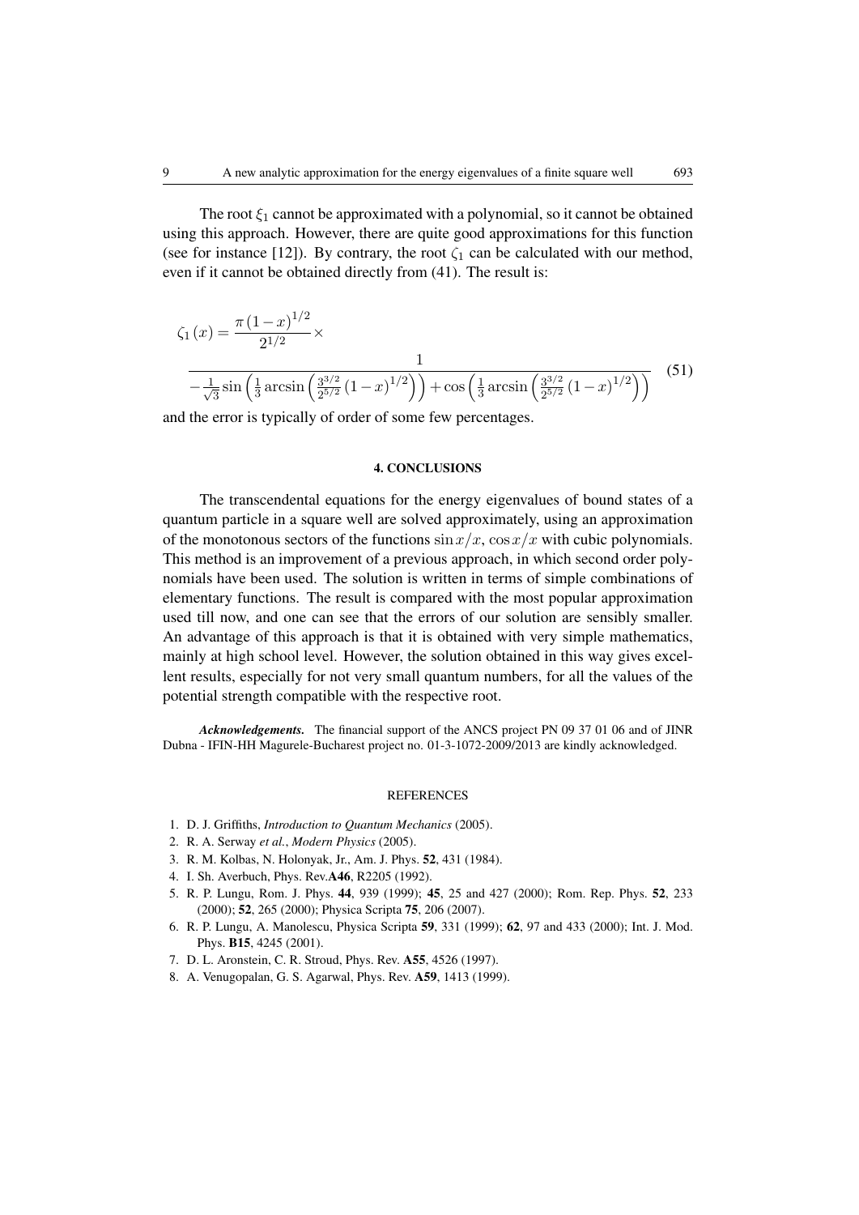The root $\xi_1$ cannot be approximated with a polynomial, so it cannot be obtained using this approach. However, there are quite good approximations for this function (see for instance [12]). By contrary, the root $\zeta_1$ can be calculated with our method, even if it cannot be obtained directly from (41). The result is:

$$
\zeta_1(x) = \frac{\pi(1-x)^{1/2}}{2^{1/2}} \times \frac{1}{-\frac{1}{\sqrt{3}}\sin\left(\frac{1}{3}\arcsin\left(\frac{3^{3/2}}{2^{5/2}}(1-x)^{1/2}\right)\right) + \cos\left(\frac{1}{3}\arcsin\left(\frac{3^{3/2}}{2^{5/2}}(1-x)^{1/2}\right)\right)} \quad (51)
$$

and the error is typically of order of some few percentages.

## 4. CONCLUSIONS

The transcendental equations for the energy eigenvalues of bound states of a quantum particle in a square well are solved approximately, using an approximation of the monotonous sectors of the functions $\sin x/x$, $\cos x/x$ with cubic polynomials. This method is an improvement of a previous approach, in which second order polynomials have been used. The solution is written in terms of simple combinations of elementary functions. The result is compared with the most popular approximation used till now, and one can see that the errors of our solution are sensibly smaller. An advantage of this approach is that it is obtained with very simple mathematics, mainly at high school level. However, the solution obtained in this way gives excellent results, especially for not very small quantum numbers, for all the values of the potential strength compatible with the respective root.

***Acknowledgements.*** The financial support of the ANCS project PN 09 37 01 06 and of JINR Dubna - IFIN-HH Magurele-Bucharest project no. 01-3-1072-2009/2013 are kindly acknowledged.

## REFERENCES

1. D. J. Griffiths, *Introduction to Quantum Mechanics* (2005).
2. R. A. Serway *et al.*, *Modern Physics* (2005).
3. R. M. Kolbas, N. Holonyak, Jr., Am. J. Phys. **52**, 431 (1984).
4. I. Sh. Averbuch, Phys. Rev.**A46**, R2205 (1992).
5. R. P. Lungu, Rom. J. Phys. **44**, 939 (1999); **45**, 25 and 427 (2000); Rom. Rep. Phys. **52**, 233 (2000); **52**, 265 (2000); Physica Scripta **75**, 206 (2007).
6. R. P. Lungu, A. Manolescu, Physica Scripta **59**, 331 (1999); **62**, 97 and 433 (2000); Int. J. Mod. Phys. **B15**, 4245 (2001).
7. D. L. Aronstein, C. R. Stroud, Phys. Rev. **A55**, 4526 (1997).
8. A. Venugopalan, G. S. Agarwal, Phys. Rev. **A59**, 1413 (1999).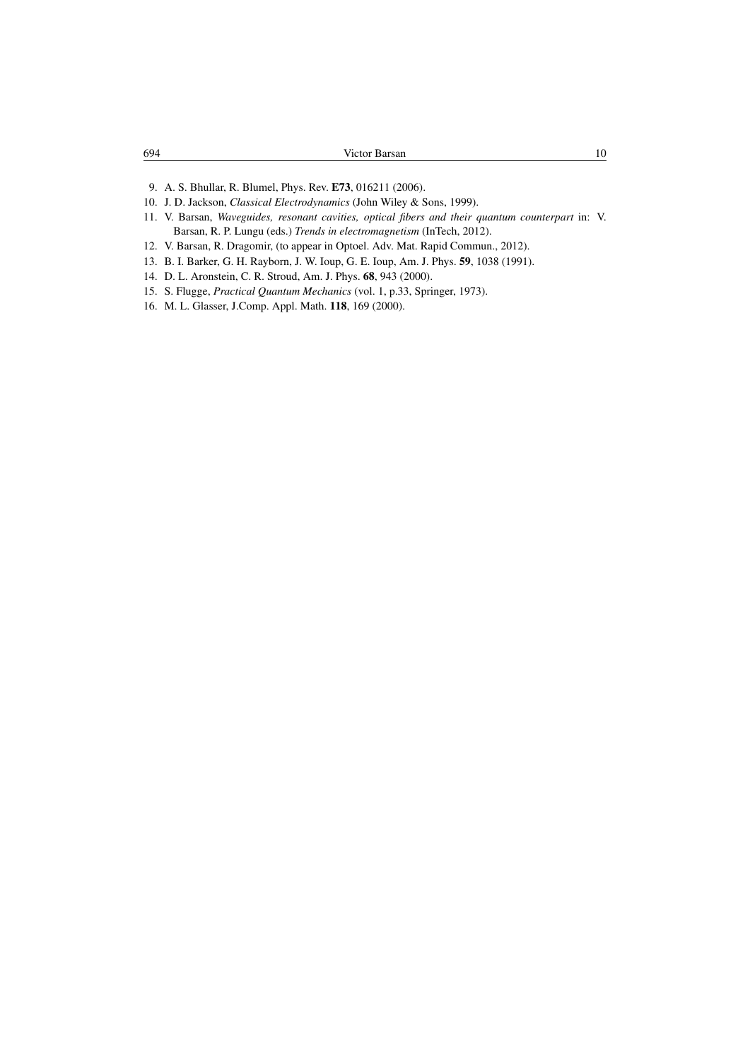9. A. S. Bhullar, R. Blumel, Phys. Rev. **E73**, 016211 (2006).
10. J. D. Jackson, *Classical Electrodynamics* (John Wiley & Sons, 1999).
11. V. Barsan, *Waveguides, resonant cavities, optical fibers and their quantum counterpart* in: V. Barsan, R. P. Lungu (eds.) *Trends in electromagnetism* (InTech, 2012).
12. V. Barsan, R. Dragomir, (to appear in Optoel. Adv. Mat. Rapid Commun., 2012).
13. B. I. Barker, G. H. Rayborn, J. W. Ioup, G. E. Ioup, Am. J. Phys. **59**, 1038 (1991).
14. D. L. Aronstein, C. R. Stroud, Am. J. Phys. **68**, 943 (2000).
15. S. Flugge, *Practical Quantum Mechanics* (vol. 1, p.33, Springer, 1973).
16. M. L. Glasser, J.Comp. Appl. Math. **118**, 169 (2000).